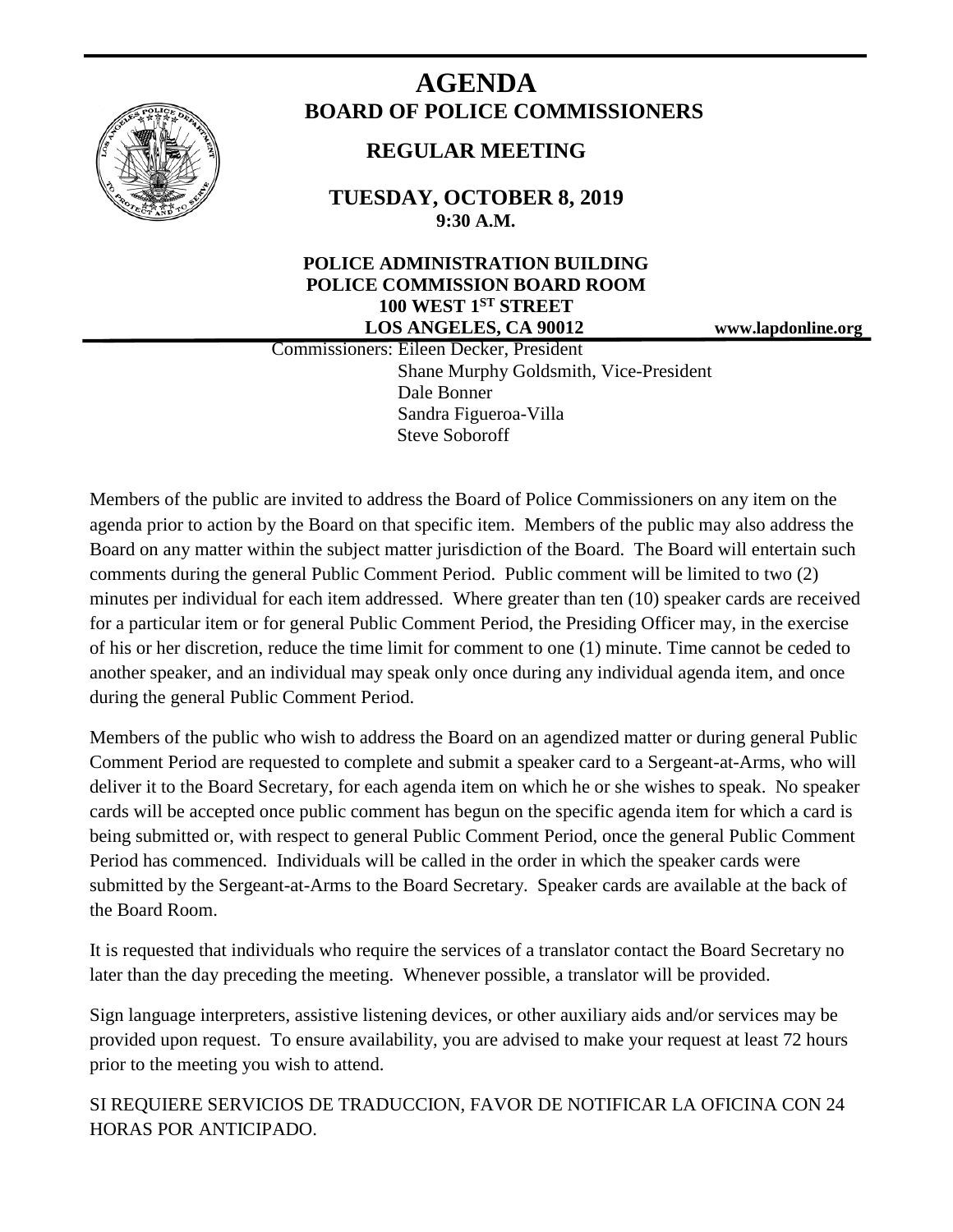# AGENDA

## BOARD OF POLICE COMMISSIONERS

### REGULAR MEETING

**TUESDAY, OCTOBER 8, 2019**
**9:30 A.M.**

**POLICE ADMINISTRATION BUILDING**
**POLICE COMMISSION BOARD ROOM**
**100 WEST 1ST STREET**
**LOS ANGELES, CA 90012**

**www.lapdonline.org**

Commissioners: Eileen Decker, President
Shane Murphy Goldsmith, Vice-President
Dale Bonner
Sandra Figueroa-Villa
Steve Soboroff

Members of the public are invited to address the Board of Police Commissioners on any item on the agenda prior to action by the Board on that specific item. Members of the public may also address the Board on any matter within the subject matter jurisdiction of the Board. The Board will entertain such comments during the general Public Comment Period. Public comment will be limited to two (2) minutes per individual for each item addressed. Where greater than ten (10) speaker cards are received for a particular item or for general Public Comment Period, the Presiding Officer may, in the exercise of his or her discretion, reduce the time limit for comment to one (1) minute. Time cannot be ceded to another speaker, and an individual may speak only once during any individual agenda item, and once during the general Public Comment Period.

Members of the public who wish to address the Board on an agendized matter or during general Public Comment Period are requested to complete and submit a speaker card to a Sergeant-at-Arms, who will deliver it to the Board Secretary, for each agenda item on which he or she wishes to speak. No speaker cards will be accepted once public comment has begun on the specific agenda item for which a card is being submitted or, with respect to general Public Comment Period, once the general Public Comment Period has commenced. Individuals will be called in the order in which the speaker cards were submitted by the Sergeant-at-Arms to the Board Secretary. Speaker cards are available at the back of the Board Room.

It is requested that individuals who require the services of a translator contact the Board Secretary no later than the day preceding the meeting. Whenever possible, a translator will be provided.

Sign language interpreters, assistive listening devices, or other auxiliary aids and/or services may be provided upon request. To ensure availability, you are advised to make your request at least 72 hours prior to the meeting you wish to attend.

SI REQUIERE SERVICIOS DE TRADUCCION, FAVOR DE NOTIFICAR LA OFICINA CON 24 HORAS POR ANTICIPADO.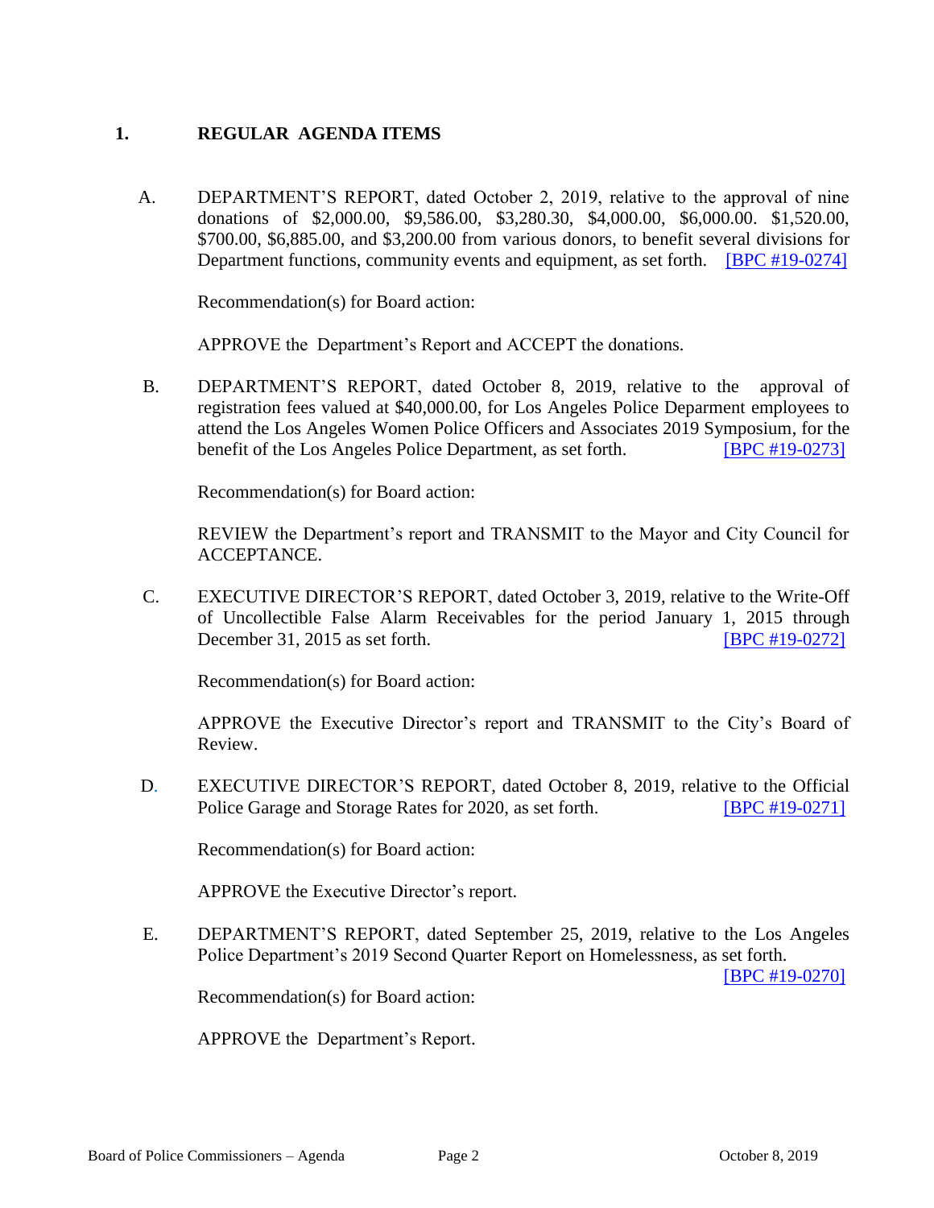## 1. REGULAR AGENDA ITEMS

A. DEPARTMENT'S REPORT, dated October 2, 2019, relative to the approval of nine donations of $2,000.00, $9,586.00, $3,280.30, $4,000.00, $6,000.00. $1,520.00, $700.00, $6,885.00, and $3,200.00 from various donors, to benefit several divisions for Department functions, community events and equipment, as set forth. [BPC #19-0274]

Recommendation(s) for Board action:

APPROVE the Department's Report and ACCEPT the donations.

B. DEPARTMENT'S REPORT, dated October 8, 2019, relative to the approval of registration fees valued at $40,000.00, for Los Angeles Police Deparment employees to attend the Los Angeles Women Police Officers and Associates 2019 Symposium, for the benefit of the Los Angeles Police Department, as set forth. [BPC #19-0273]

Recommendation(s) for Board action:

REVIEW the Department's report and TRANSMIT to the Mayor and City Council for ACCEPTANCE.

C. EXECUTIVE DIRECTOR'S REPORT, dated October 3, 2019, relative to the Write-Off of Uncollectible False Alarm Receivables for the period January 1, 2015 through December 31, 2015 as set forth. [BPC #19-0272]

Recommendation(s) for Board action:

APPROVE the Executive Director's report and TRANSMIT to the City's Board of Review.

D. EXECUTIVE DIRECTOR'S REPORT, dated October 8, 2019, relative to the Official Police Garage and Storage Rates for 2020, as set forth. [BPC #19-0271]

Recommendation(s) for Board action:

APPROVE the Executive Director's report.

E. DEPARTMENT'S REPORT, dated September 25, 2019, relative to the Los Angeles Police Department's 2019 Second Quarter Report on Homelessness, as set forth. [BPC #19-0270]

Recommendation(s) for Board action:

APPROVE the Department's Report.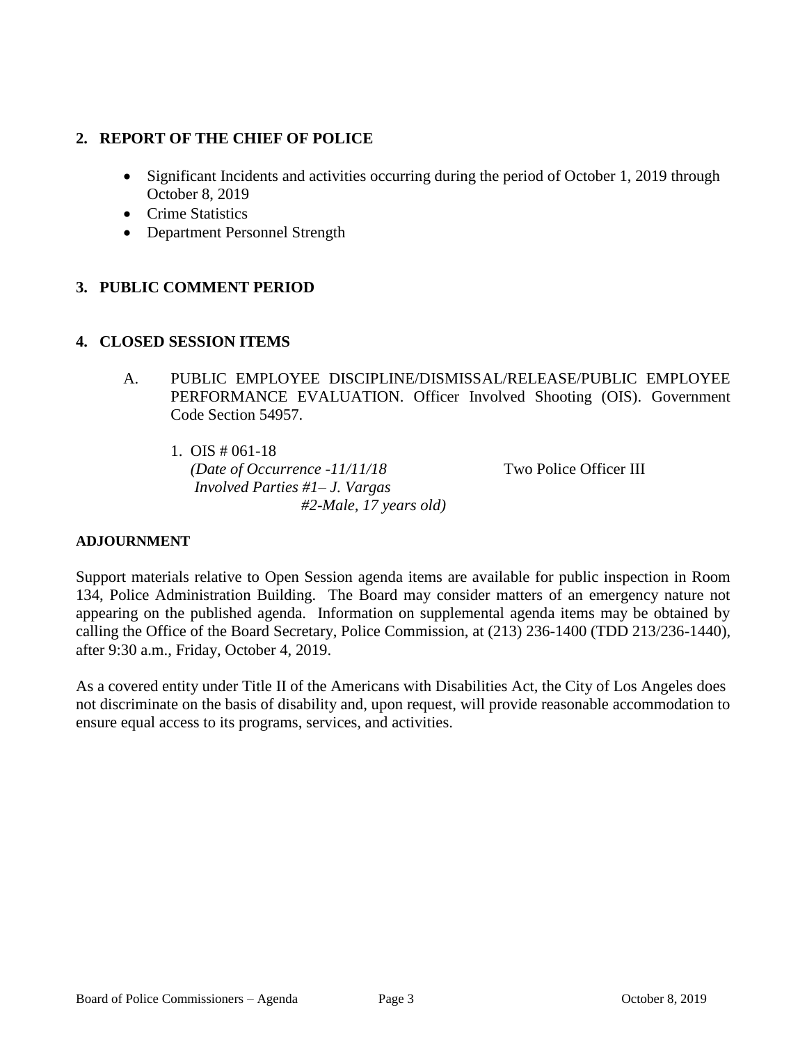## 2. REPORT OF THE CHIEF OF POLICE

- Significant Incidents and activities occurring during the period of October 1, 2019 through October 8, 2019
- Crime Statistics
- Department Personnel Strength

## 3. PUBLIC COMMENT PERIOD

## 4. CLOSED SESSION ITEMS

A. PUBLIC EMPLOYEE DISCIPLINE/DISMISSAL/RELEASE/PUBLIC EMPLOYEE PERFORMANCE EVALUATION. Officer Involved Shooting (OIS). Government Code Section 54957.

1. OIS # 061-18
   *(Date of Occurrence -11/11/18* Two Police Officer III
   *Involved Parties #1– J. Vargas*
   *#2-Male, 17 years old)*

**ADJOURNMENT**

Support materials relative to Open Session agenda items are available for public inspection in Room 134, Police Administration Building. The Board may consider matters of an emergency nature not appearing on the published agenda. Information on supplemental agenda items may be obtained by calling the Office of the Board Secretary, Police Commission, at (213) 236-1400 (TDD 213/236-1440), after 9:30 a.m., Friday, October 4, 2019.

As a covered entity under Title II of the Americans with Disabilities Act, the City of Los Angeles does not discriminate on the basis of disability and, upon request, will provide reasonable accommodation to ensure equal access to its programs, services, and activities.